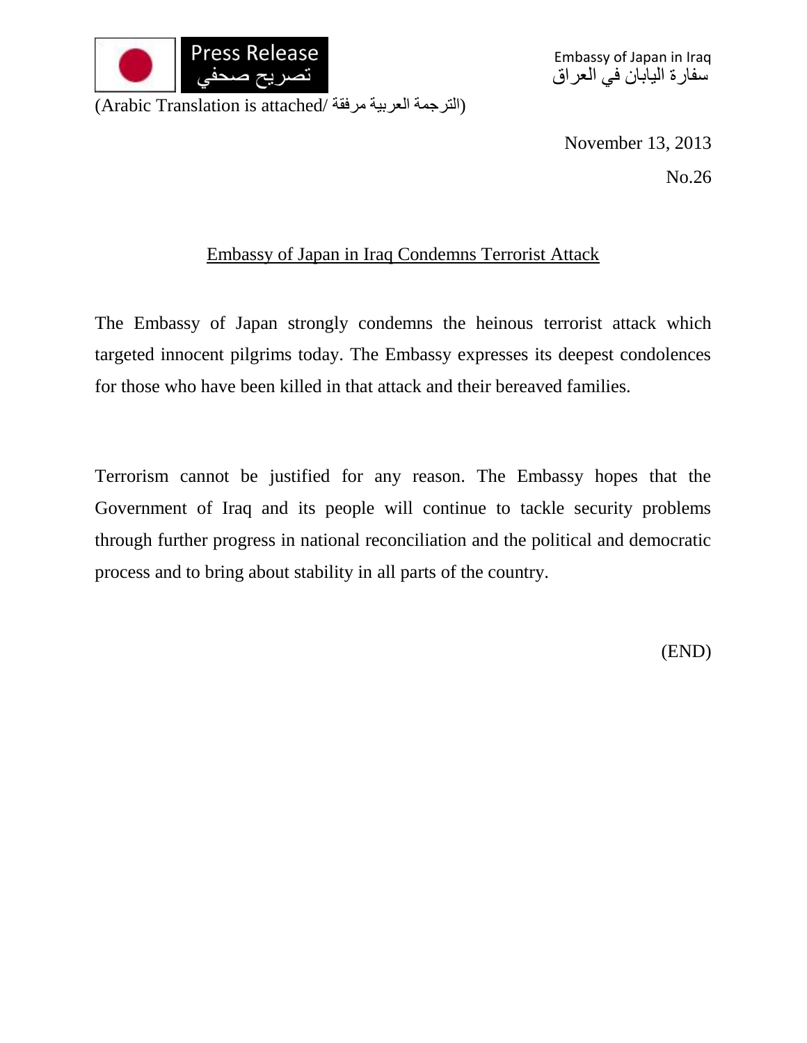Press Release
تصريح صحفي

Embassy of Japan in Iraq
سفارة اليابان في العراق

(Arabic Translation is attached/ الترجمة العربية مرفقة)

November 13, 2013

No.26

## Embassy of Japan in Iraq Condemns Terrorist Attack

The Embassy of Japan strongly condemns the heinous terrorist attack which targeted innocent pilgrims today. The Embassy expresses its deepest condolences for those who have been killed in that attack and their bereaved families.

Terrorism cannot be justified for any reason. The Embassy hopes that the Government of Iraq and its people will continue to tackle security problems through further progress in national reconciliation and the political and democratic process and to bring about stability in all parts of the country.

(END)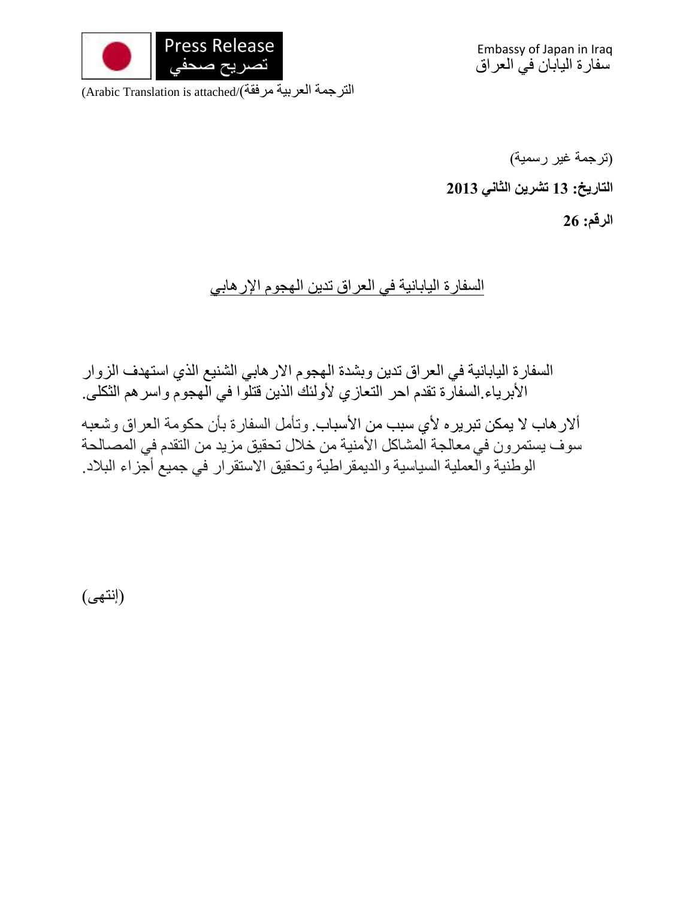Press Release
تصريح صحفي

Embassy of Japan in Iraq
سفارة اليابان في العراق

(Arabic Translation is attached/الترجمة العربية مرفقة)

(ترجمة غير رسمية)

**التاريخ: 13 تشرين الثاني 2013**

**الرقم: 26**

السفارة اليابانية في العراق تدين الهجوم الإرهابي

السفارة اليابانية في العراق تدين وبشدة الهجوم الارهابي الشنيع الذي استهدف الزوار الأبرياء.السفارة تقدم احر التعازي لأولئك الذين قتلوا في الهجوم واسرهم الثكلى.

ألارهاب لا يمكن تبريره لأي سبب من الأسباب. وتأمل السفارة بأن حكومة العراق وشعبه سوف يستمرون في معالجة المشاكل الأمنية من خلال تحقيق مزيد من التقدم في المصالحة الوطنية والعملية السياسية والديمقراطية وتحقيق الاستقرار في جميع أجزاء البلاد.

(إنتهى)